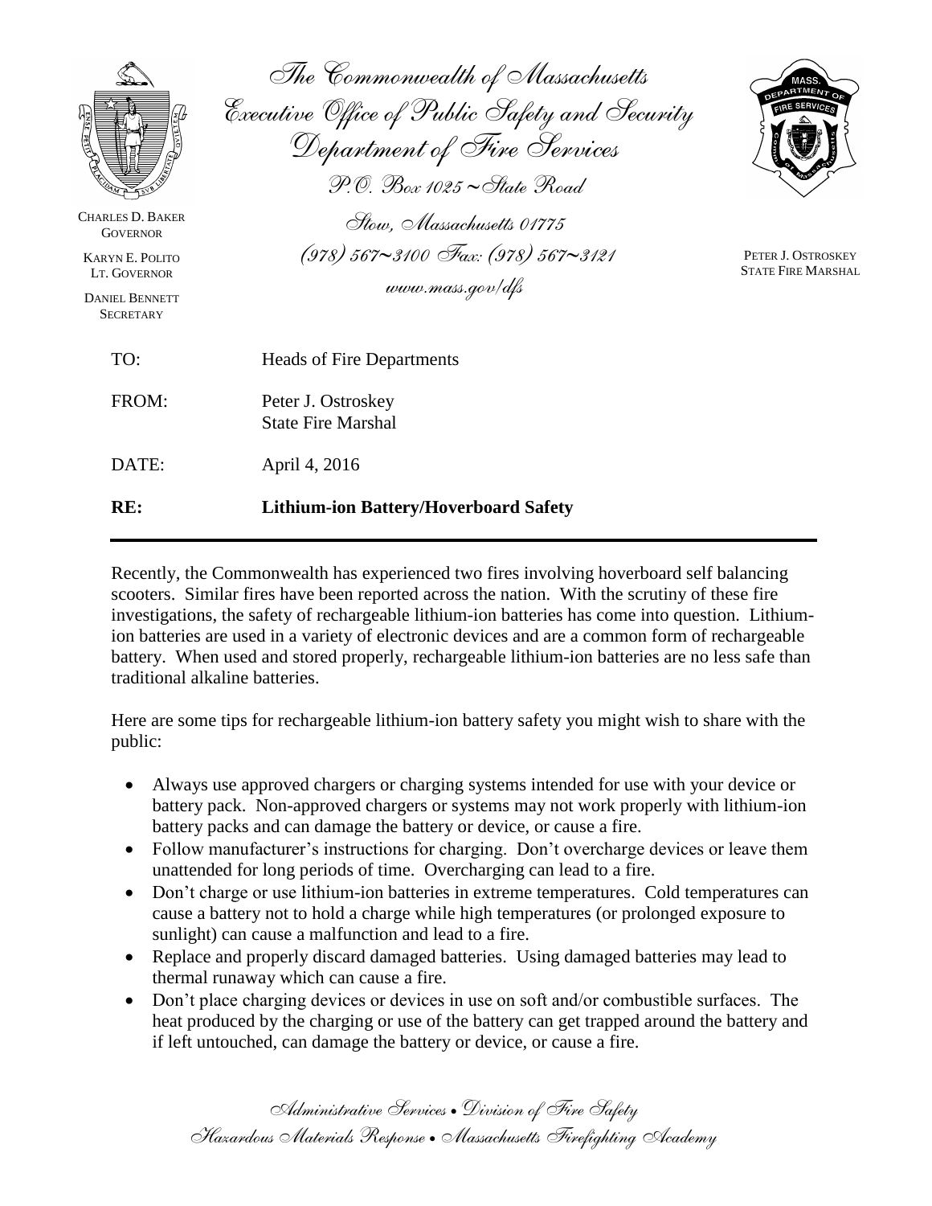# The Commonwealth of Massachusetts
## Executive Office of Public Safety and Security
## Department of Fire Services

P.O. Box 1025 ~ State Road
Stow, Massachusetts 01775
(978) 567~3100 Fax: (978) 567~3121
www.mass.gov/dfs

CHARLES D. BAKER
GOVERNOR

KARYN E. POLITO
LT. GOVERNOR

DANIEL BENNETT
SECRETARY

PETER J. OSTROSKEY
STATE FIRE MARSHAL

TO: Heads of Fire Departments

FROM: Peter J. Ostroskey
State Fire Marshal

DATE: April 4, 2016

**RE: Lithium-ion Battery/Hoverboard Safety**

---

Recently, the Commonwealth has experienced two fires involving hoverboard self balancing scooters. Similar fires have been reported across the nation. With the scrutiny of these fire investigations, the safety of rechargeable lithium-ion batteries has come into question. Lithium-ion batteries are used in a variety of electronic devices and are a common form of rechargeable battery. When used and stored properly, rechargeable lithium-ion batteries are no less safe than traditional alkaline batteries.

Here are some tips for rechargeable lithium-ion battery safety you might wish to share with the public:

- Always use approved chargers or charging systems intended for use with your device or battery pack. Non-approved chargers or systems may not work properly with lithium-ion battery packs and can damage the battery or device, or cause a fire.
- Follow manufacturer's instructions for charging. Don't overcharge devices or leave them unattended for long periods of time. Overcharging can lead to a fire.
- Don't charge or use lithium-ion batteries in extreme temperatures. Cold temperatures can cause a battery not to hold a charge while high temperatures (or prolonged exposure to sunlight) can cause a malfunction and lead to a fire.
- Replace and properly discard damaged batteries. Using damaged batteries may lead to thermal runaway which can cause a fire.
- Don't place charging devices or devices in use on soft and/or combustible surfaces. The heat produced by the charging or use of the battery can get trapped around the battery and if left untouched, can damage the battery or device, or cause a fire.

Administrative Services • Division of Fire Safety
Hazardous Materials Response • Massachusetts Firefighting Academy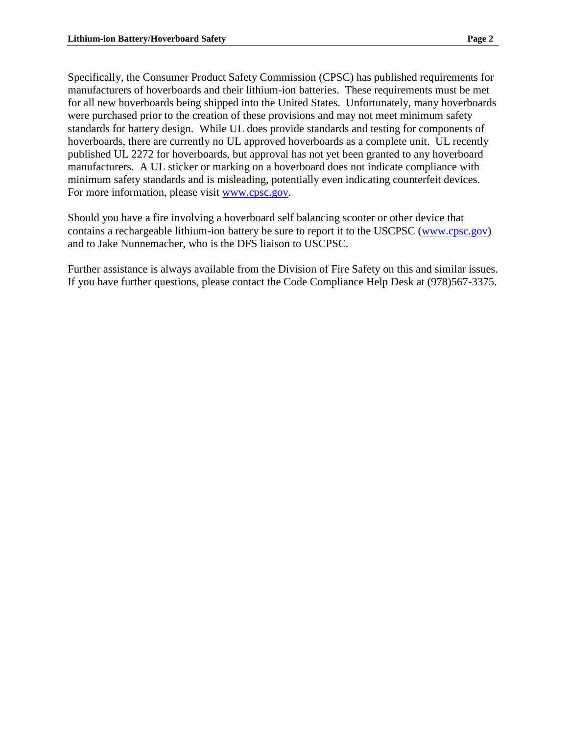Specifically, the Consumer Product Safety Commission (CPSC) has published requirements for manufacturers of hoverboards and their lithium-ion batteries. These requirements must be met for all new hoverboards being shipped into the United States. Unfortunately, many hoverboards were purchased prior to the creation of these provisions and may not meet minimum safety standards for battery design. While UL does provide standards and testing for components of hoverboards, there are currently no UL approved hoverboards as a complete unit. UL recently published UL 2272 for hoverboards, but approval has not yet been granted to any hoverboard manufacturers. A UL sticker or marking on a hoverboard does not indicate compliance with minimum safety standards and is misleading, potentially even indicating counterfeit devices. For more information, please visit [www.cpsc.gov](http://www.cpsc.gov).

Should you have a fire involving a hoverboard self balancing scooter or other device that contains a rechargeable lithium-ion battery be sure to report it to the USCPSC ([www.cpsc.gov](http://www.cpsc.gov)) and to Jake Nunnemacher, who is the DFS liaison to USCPSC.

Further assistance is always available from the Division of Fire Safety on this and similar issues. If you have further questions, please contact the Code Compliance Help Desk at (978)567-3375.